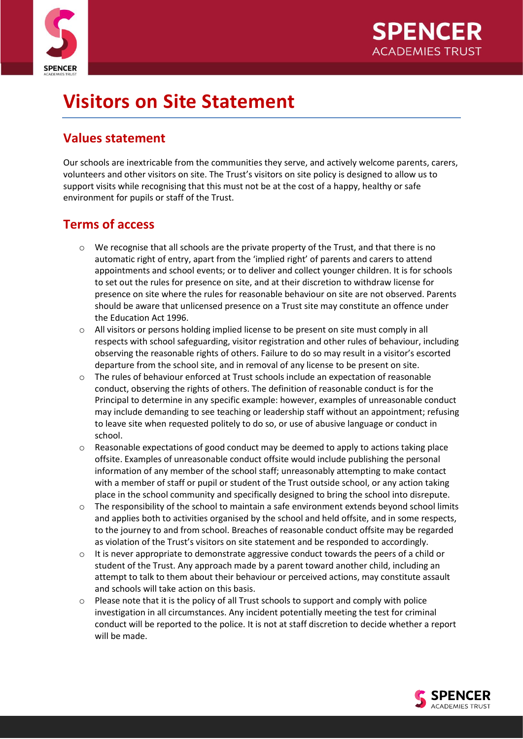# Visitors on Site Statement

## Values statement

Our schools are inextricable from the communities they serve, and actively welcome parents, carers, volunteers and other visitors on site. The Trust's visitors on site policy is designed to allow us to support visits while recognising that this must not be at the cost of a happy, healthy or safe environment for pupils or staff of the Trust.

## Terms of access

- We recognise that all schools are the private property of the Trust, and that there is no automatic right of entry, apart from the 'implied right' of parents and carers to attend appointments and school events; or to deliver and collect younger children. It is for schools to set out the rules for presence on site, and at their discretion to withdraw license for presence on site where the rules for reasonable behaviour on site are not observed. Parents should be aware that unlicensed presence on a Trust site may constitute an offence under the Education Act 1996.
- All visitors or persons holding implied license to be present on site must comply in all respects with school safeguarding, visitor registration and other rules of behaviour, including observing the reasonable rights of others. Failure to do so may result in a visitor's escorted departure from the school site, and in removal of any license to be present on site.
- The rules of behaviour enforced at Trust schools include an expectation of reasonable conduct, observing the rights of others. The definition of reasonable conduct is for the Principal to determine in any specific example: however, examples of unreasonable conduct may include demanding to see teaching or leadership staff without an appointment; refusing to leave site when requested politely to do so, or use of abusive language or conduct in school.
- Reasonable expectations of good conduct may be deemed to apply to actions taking place offsite. Examples of unreasonable conduct offsite would include publishing the personal information of any member of the school staff; unreasonably attempting to make contact with a member of staff or pupil or student of the Trust outside school, or any action taking place in the school community and specifically designed to bring the school into disrepute.
- The responsibility of the school to maintain a safe environment extends beyond school limits and applies both to activities organised by the school and held offsite, and in some respects, to the journey to and from school. Breaches of reasonable conduct offsite may be regarded as violation of the Trust's visitors on site statement and be responded to accordingly.
- It is never appropriate to demonstrate aggressive conduct towards the peers of a child or student of the Trust. Any approach made by a parent toward another child, including an attempt to talk to them about their behaviour or perceived actions, may constitute assault and schools will take action on this basis.
- Please note that it is the policy of all Trust schools to support and comply with police investigation in all circumstances. Any incident potentially meeting the test for criminal conduct will be reported to the police. It is not at staff discretion to decide whether a report will be made.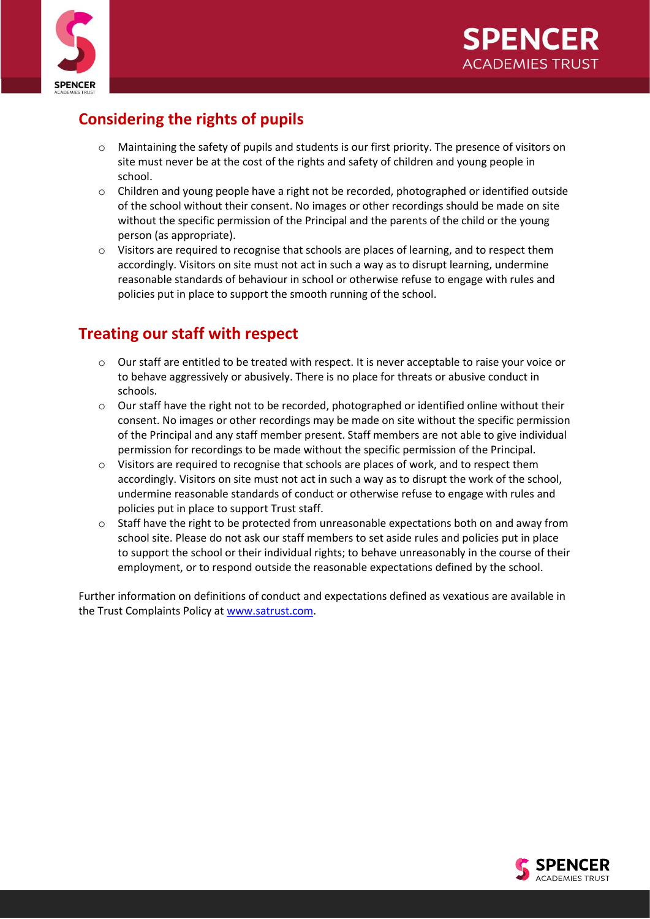## Considering the rights of pupils

- Maintaining the safety of pupils and students is our first priority. The presence of visitors on site must never be at the cost of the rights and safety of children and young people in school.
- Children and young people have a right not be recorded, photographed or identified outside of the school without their consent. No images or other recordings should be made on site without the specific permission of the Principal and the parents of the child or the young person (as appropriate).
- Visitors are required to recognise that schools are places of learning, and to respect them accordingly. Visitors on site must not act in such a way as to disrupt learning, undermine reasonable standards of behaviour in school or otherwise refuse to engage with rules and policies put in place to support the smooth running of the school.

## Treating our staff with respect

- Our staff are entitled to be treated with respect. It is never acceptable to raise your voice or to behave aggressively or abusively. There is no place for threats or abusive conduct in schools.
- Our staff have the right not to be recorded, photographed or identified online without their consent. No images or other recordings may be made on site without the specific permission of the Principal and any staff member present. Staff members are not able to give individual permission for recordings to be made without the specific permission of the Principal.
- Visitors are required to recognise that schools are places of work, and to respect them accordingly. Visitors on site must not act in such a way as to disrupt the work of the school, undermine reasonable standards of conduct or otherwise refuse to engage with rules and policies put in place to support Trust staff.
- Staff have the right to be protected from unreasonable expectations both on and away from school site. Please do not ask our staff members to set aside rules and policies put in place to support the school or their individual rights; to behave unreasonably in the course of their employment, or to respond outside the reasonable expectations defined by the school.

Further information on definitions of conduct and expectations defined as vexatious are available in the Trust Complaints Policy at www.satrust.com.